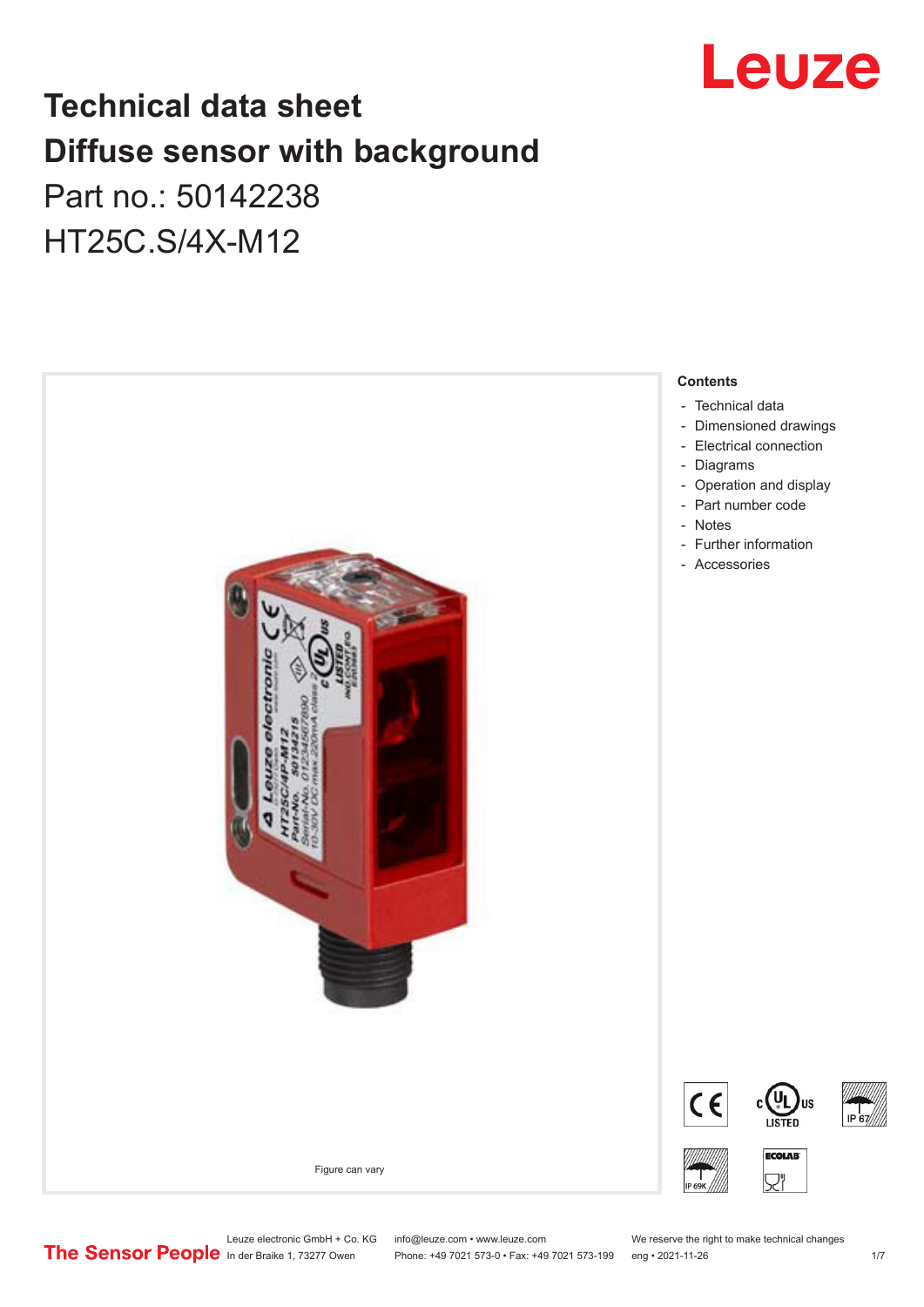# Technical data sheet
# Diffuse sensor with background

Part no.: 50142238

HT25C.S/4X-M12

Figure can vary

**Contents**

- Technical data
- Dimensioned drawings
- Electrical connection
- Diagrams
- Operation and display
- Part number code
- Notes
- Further information
- Accessories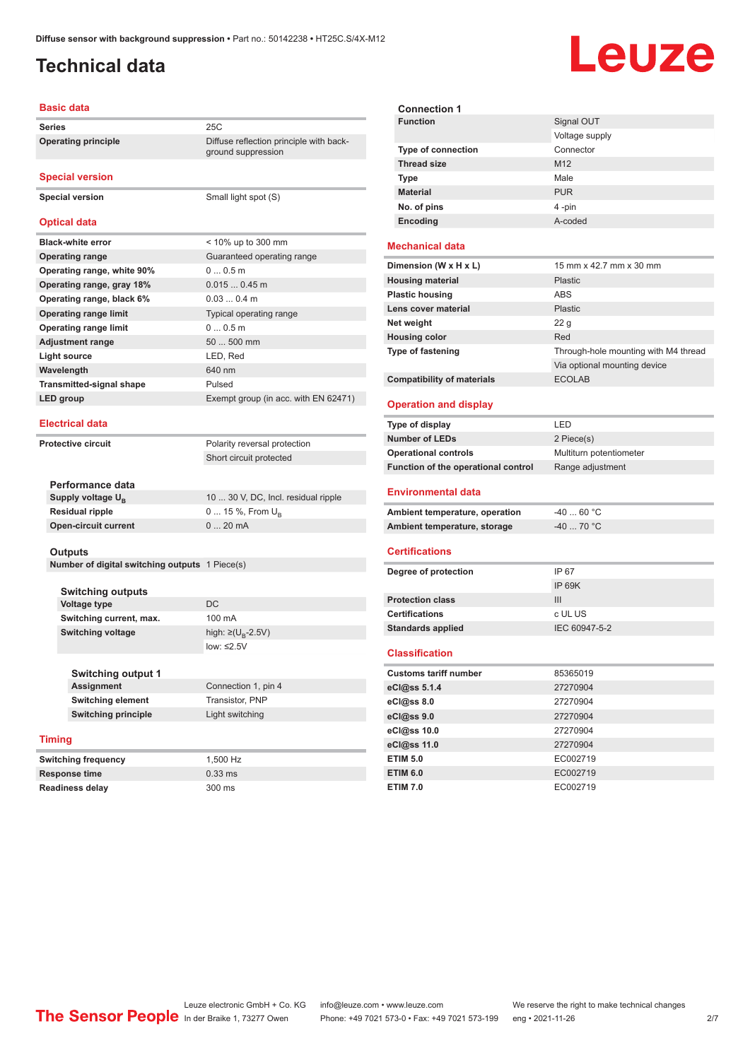# Technical data

## Basic data

| | |
|---|---|
| **Series** | 25C |
| **Operating principle** | Diffuse reflection principle with background suppression |

## Special version

| | |
|---|---|
| **Special version** | Small light spot (S) |

## Optical data

| | |
|---|---|
| **Black-white error** | < 10% up to 300 mm |
| **Operating range** | Guaranteed operating range |
| **Operating range, white 90%** | 0 ... 0.5 m |
| **Operating range, gray 18%** | 0.015 ... 0.45 m |
| **Operating range, black 6%** | 0.03 ... 0.4 m |
| **Operating range limit** | Typical operating range |
| **Operating range limit** | 0 ... 0.5 m |
| **Adjustment range** | 50 ... 500 mm |
| **Light source** | LED, Red |
| **Wavelength** | 640 nm |
| **Transmitted-signal shape** | Pulsed |
| **LED group** | Exempt group (in acc. with EN 62471) |

## Electrical data

| | |
|---|---|
| **Protective circuit** | Polarity reversal protection |
| | Short circuit protected |

### Performance data

| | |
|---|---|
| **Supply voltage $U_B$** | 10 ... 30 V, DC, Incl. residual ripple |
| **Residual ripple** | 0 ... 15 %, From $U_B$ |
| **Open-circuit current** | 0 ... 20 mA |

### Outputs

| | |
|---|---|
| **Number of digital switching outputs** | 1 Piece(s) |

#### Switching outputs

| | |
|---|---|
| **Voltage type** | DC |
| **Switching current, max.** | 100 mA |
| **Switching voltage** | high: ≥($U_B$-2.5V) |
| | low: ≤2.5V |

##### Switching output 1

| | |
|---|---|
| **Assignment** | Connection 1, pin 4 |
| **Switching element** | Transistor, PNP |
| **Switching principle** | Light switching |

## Timing

| | |
|---|---|
| **Switching frequency** | 1,500 Hz |
| **Response time** | 0.33 ms |
| **Readiness delay** | 300 ms |

### Connection 1

| | |
|---|---|
| **Function** | Signal OUT |
| | Voltage supply |
| **Type of connection** | Connector |
| **Thread size** | M12 |
| **Type** | Male |
| **Material** | PUR |
| **No. of pins** | 4 -pin |
| **Encoding** | A-coded |

## Mechanical data

| | |
|---|---|
| **Dimension (W x H x L)** | 15 mm x 42.7 mm x 30 mm |
| **Housing material** | Plastic |
| **Plastic housing** | ABS |
| **Lens cover material** | Plastic |
| **Net weight** | 22 g |
| **Housing color** | Red |
| **Type of fastening** | Through-hole mounting with M4 thread |
| | Via optional mounting device |
| **Compatibility of materials** | ECOLAB |

## Operation and display

| | |
|---|---|
| **Type of display** | LED |
| **Number of LEDs** | 2 Piece(s) |
| **Operational controls** | Multiturn potentiometer |
| **Function of the operational control** | Range adjustment |

## Environmental data

| | |
|---|---|
| **Ambient temperature, operation** | -40 ... 60 °C |
| **Ambient temperature, storage** | -40 ... 70 °C |

## Certifications

| | |
|---|---|
| **Degree of protection** | IP 67 |
| | IP 69K |
| **Protection class** | III |
| **Certifications** | c UL US |
| **Standards applied** | IEC 60947-5-2 |

## Classification

| | |
|---|---|
| **Customs tariff number** | 85365019 |
| **eCl@ss 5.1.4** | 27270904 |
| **eCl@ss 8.0** | 27270904 |
| **eCl@ss 9.0** | 27270904 |
| **eCl@ss 10.0** | 27270904 |
| **eCl@ss 11.0** | 27270904 |
| **ETIM 5.0** | EC002719 |
| **ETIM 6.0** | EC002719 |
| **ETIM 7.0** | EC002719 |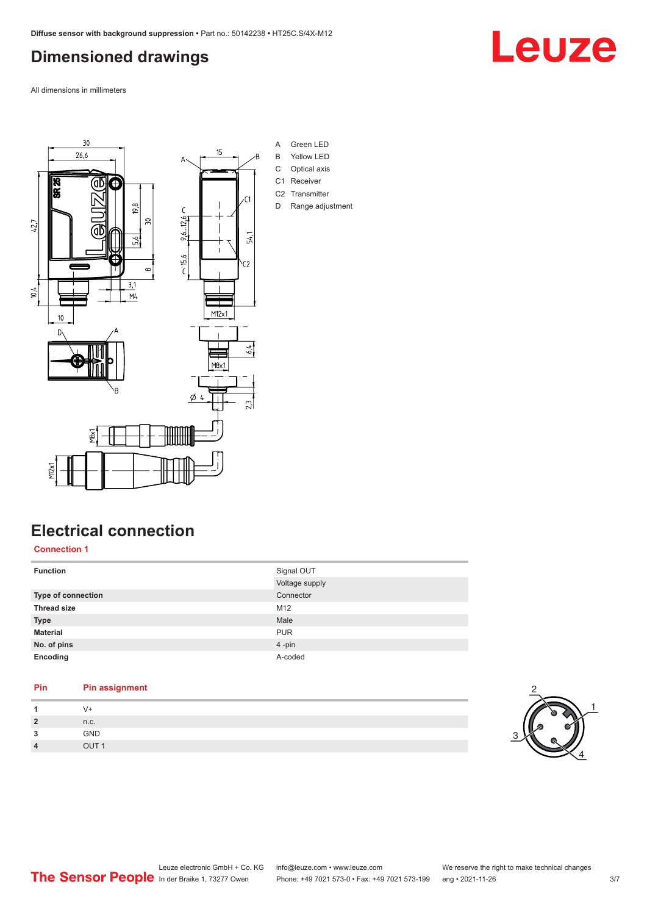## Dimensioned drawings

All dimensions in millimeters

A Green LED
B Yellow LED
C Optical axis
C1 Receiver
C2 Transmitter
D Range adjustment

## Electrical connection

### Connection 1

| Function | Signal OUT |
|---|---|
| | Voltage supply |
| Type of connection | Connector |
| Thread size | M12 |
| Type | Male |
| Material | PUR |
| No. of pins | 4 -pin |
| Encoding | A-coded |

| Pin | Pin assignment |
|---|---|
| 1 | V+ |
| 2 | n.c. |
| 3 | GND |
| 4 | OUT 1 |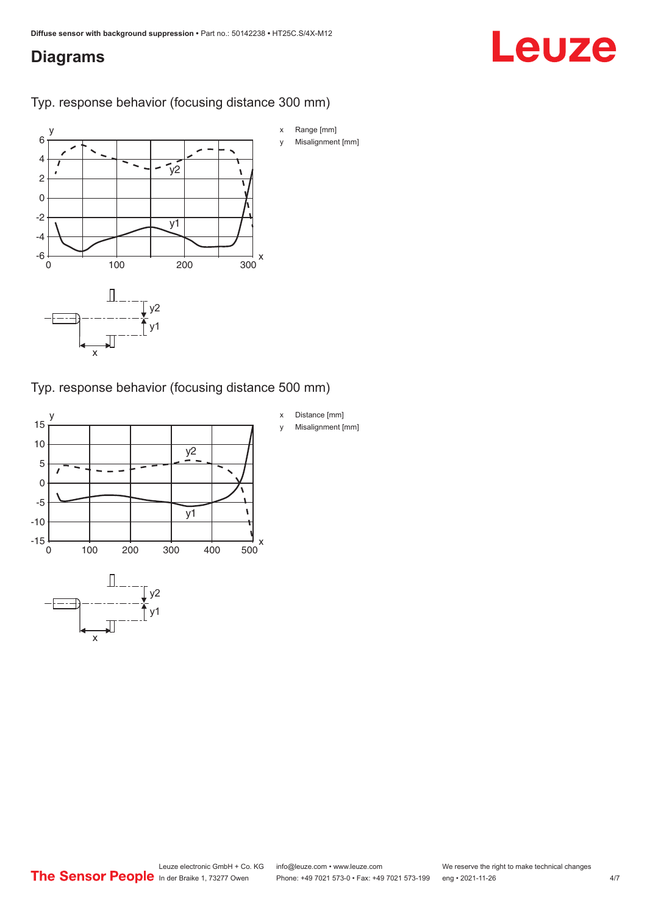## Diagrams

Typ. response behavior (focusing distance 300 mm)

x Range [mm]

y Misalignment [mm]

Typ. response behavior (focusing distance 500 mm)

x Distance [mm]

y Misalignment [mm]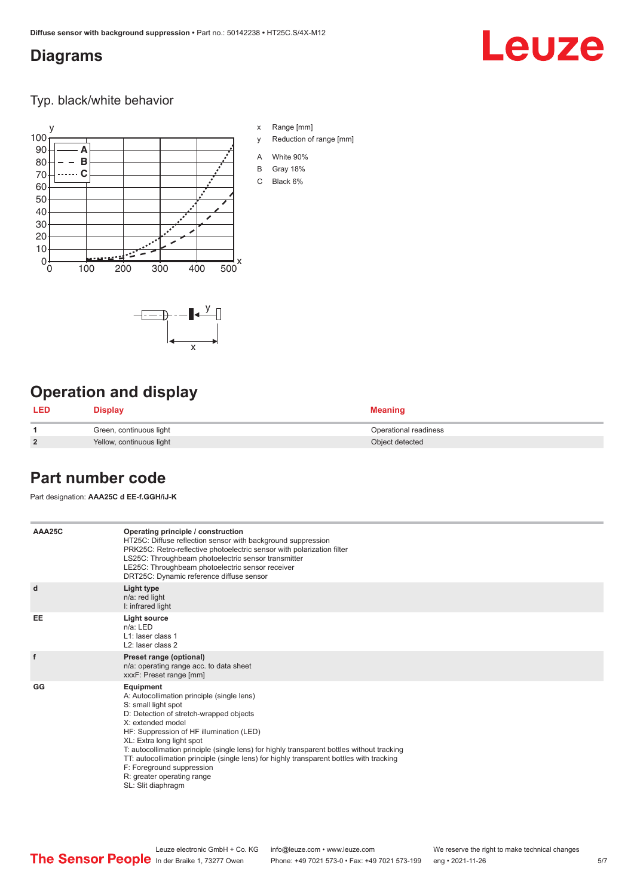## Diagrams

### Typ. black/white behavior

x Range [mm]

y Reduction of range [mm]

A White 90%

B Gray 18%

C Black 6%

## Operation and display

| LED | Display | Meaning |
|---|---|---|
| 1 | Green, continuous light | Operational readiness |
| 2 | Yellow, continuous light | Object detected |

## Part number code

Part designation: **AAA25C d EE-f.GGH/iJ-K**

| | |
|---|---|
| AAA25C | **Operating principle / construction**<br>HT25C: Diffuse reflection sensor with background suppression<br>PRK25C: Retro-reflective photoelectric sensor with polarization filter<br>LS25C: Throughbeam photoelectric sensor transmitter<br>LE25C: Throughbeam photoelectric sensor receiver<br>DRT25C: Dynamic reference diffuse sensor |
| d | **Light type**<br>n/a: red light<br>I: infrared light |
| EE | **Light source**<br>n/a: LED<br>L1: laser class 1<br>L2: laser class 2 |
| f | **Preset range (optional)**<br>n/a: operating range acc. to data sheet<br>xxxF: Preset range [mm] |
| GG | **Equipment**<br>A: Autocollimation principle (single lens)<br>S: small light spot<br>D: Detection of stretch-wrapped objects<br>X: extended model<br>HF: Suppression of HF illumination (LED)<br>XL: Extra long light spot<br>T: autocollimation principle (single lens) for highly transparent bottles without tracking<br>TT: autocollimation principle (single lens) for highly transparent bottles with tracking<br>F: Foreground suppression<br>R: greater operating range<br>SL: Slit diaphragm |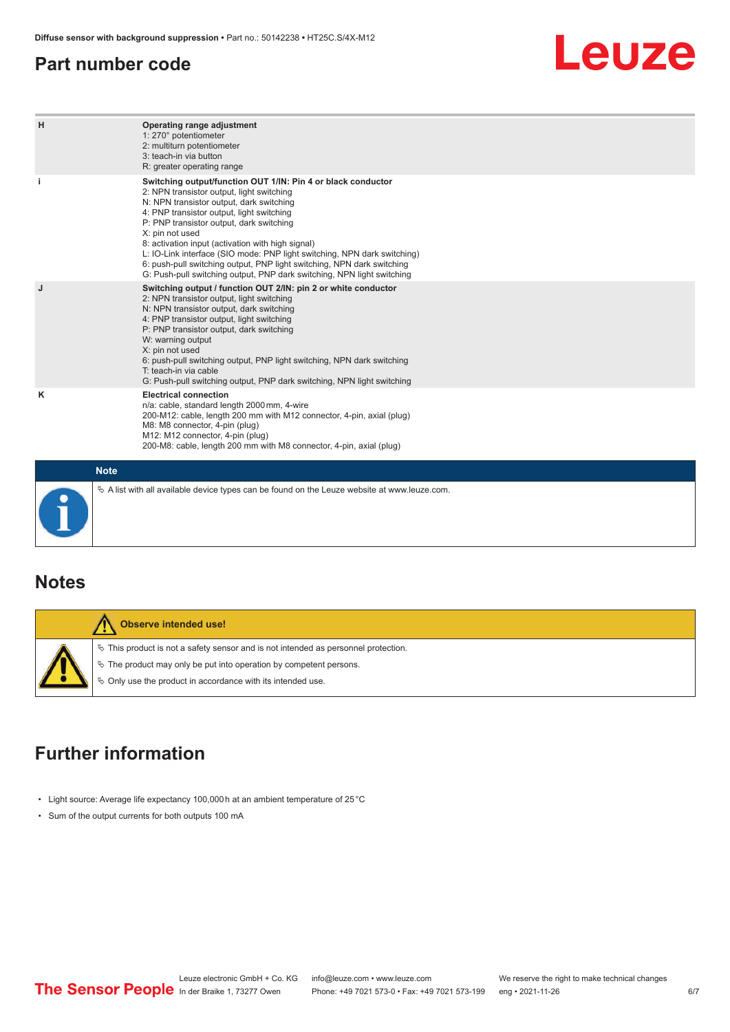## Part number code

| | |
|---|---|
| H | **Operating range adjustment**<br>1: 270° potentiometer<br>2: multiturn potentiometer<br>3: teach-in via button<br>R: greater operating range |
| i | **Switching output/function OUT 1/IN: Pin 4 or black conductor**<br>2: NPN transistor output, light switching<br>N: NPN transistor output, dark switching<br>4: PNP transistor output, light switching<br>P: PNP transistor output, dark switching<br>X: pin not used<br>8: activation input (activation with high signal)<br>L: IO-Link interface (SIO mode: PNP light switching, NPN dark switching)<br>6: push-pull switching output, PNP light switching, NPN dark switching<br>G: Push-pull switching output, PNP dark switching, NPN light switching |
| J | **Switching output / function OUT 2/IN: pin 2 or white conductor**<br>2: NPN transistor output, light switching<br>N: NPN transistor output, dark switching<br>4: PNP transistor output, light switching<br>P: PNP transistor output, dark switching<br>W: warning output<br>X: pin not used<br>6: push-pull switching output, PNP light switching, NPN dark switching<br>T: teach-in via cable<br>G: Push-pull switching output, PNP dark switching, NPN light switching |
| K | **Electrical connection**<br>n/a: cable, standard length 2000 mm, 4-wire<br>200-M12: cable, length 200 mm with M12 connector, 4-pin, axial (plug)<br>M8: M8 connector, 4-pin (plug)<br>M12: M12 connector, 4-pin (plug)<br>200-M8: cable, length 200 mm with M8 connector, 4-pin, axial (plug) |

**Note**

- A list with all available device types can be found on the Leuze website at www.leuze.com.

## Notes

**Observe intended use!**

- This product is not a safety sensor and is not intended as personnel protection.
- The product may only be put into operation by competent persons.
- Only use the product in accordance with its intended use.

## Further information

- Light source: Average life expectancy 100,000 h at an ambient temperature of 25 °C
- Sum of the output currents for both outputs 100 mA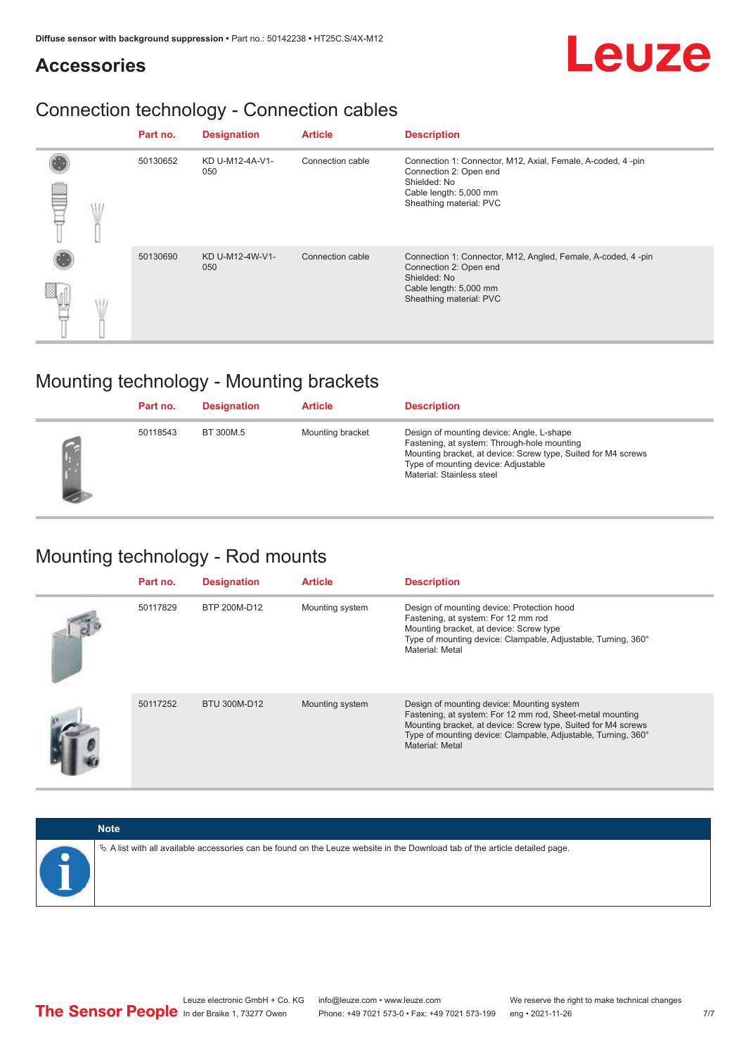## Accessories

### Connection technology - Connection cables

| | Part no. | Designation | Article | Description |
|---|---|---|---|---|
| | 50130652 | KD U-M12-4A-V1-050 | Connection cable | Connection 1: Connector, M12, Axial, Female, A-coded, 4 -pin<br>Connection 2: Open end<br>Shielded: No<br>Cable length: 5,000 mm<br>Sheathing material: PVC |
| | 50130690 | KD U-M12-4W-V1-050 | Connection cable | Connection 1: Connector, M12, Angled, Female, A-coded, 4 -pin<br>Connection 2: Open end<br>Shielded: No<br>Cable length: 5,000 mm<br>Sheathing material: PVC |

### Mounting technology - Mounting brackets

| | Part no. | Designation | Article | Description |
|---|---|---|---|---|
| | 50118543 | BT 300M.5 | Mounting bracket | Design of mounting device: Angle, L-shape<br>Fastening, at system: Through-hole mounting<br>Mounting bracket, at device: Screw type, Suited for M4 screws<br>Type of mounting device: Adjustable<br>Material: Stainless steel |

### Mounting technology - Rod mounts

| | Part no. | Designation | Article | Description |
|---|---|---|---|---|
| | 50117829 | BTP 200M-D12 | Mounting system | Design of mounting device: Protection hood<br>Fastening, at system: For 12 mm rod<br>Mounting bracket, at device: Screw type<br>Type of mounting device: Clampable, Adjustable, Turning, 360°<br>Material: Metal |
| | 50117252 | BTU 300M-D12 | Mounting system | Design of mounting device: Mounting system<br>Fastening, at system: For 12 mm rod, Sheet-metal mounting<br>Mounting bracket, at device: Screw type, Suited for M4 screws<br>Type of mounting device: Clampable, Adjustable, Turning, 360°<br>Material: Metal |

**Note**

A list with all available accessories can be found on the Leuze website in the Download tab of the article detailed page.